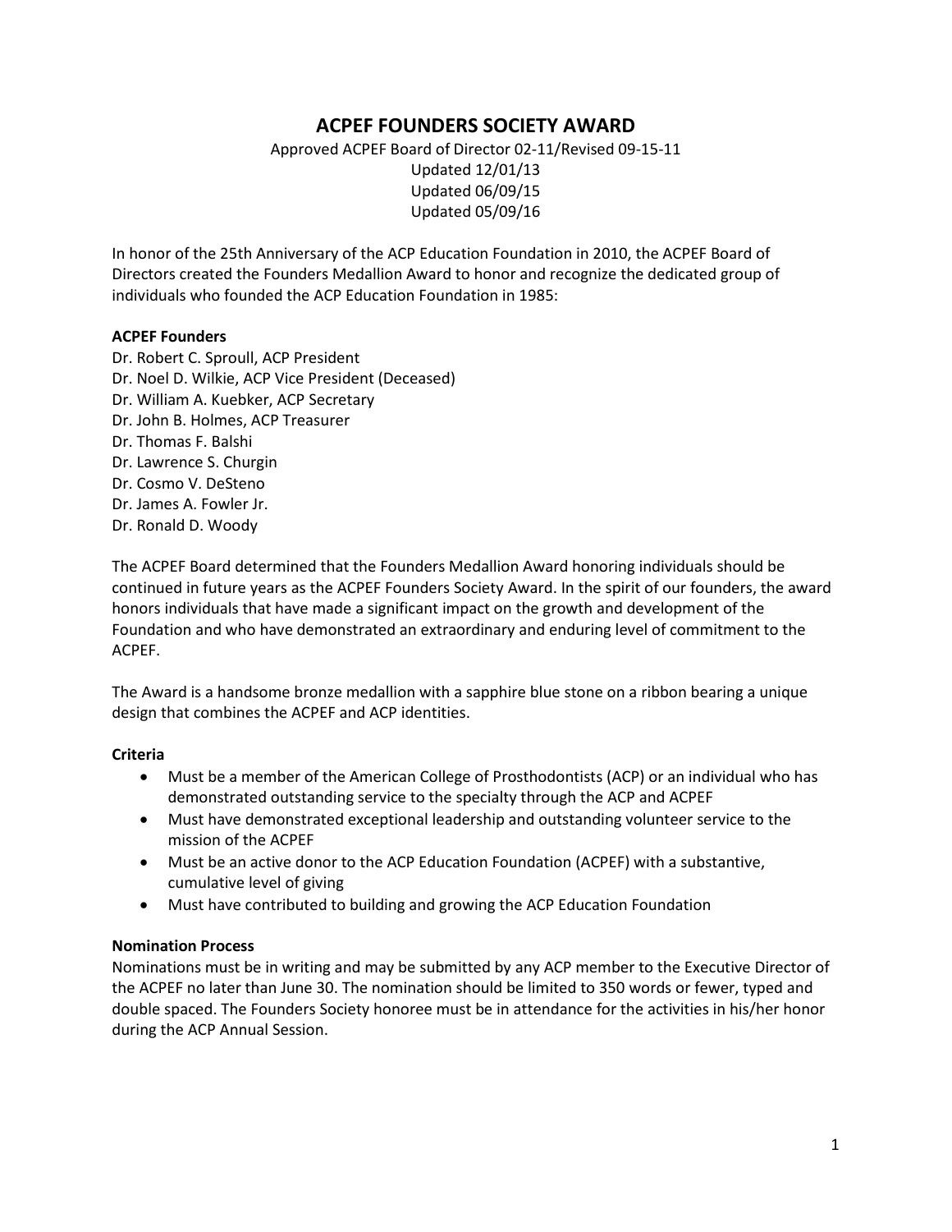# ACPEF FOUNDERS SOCIETY AWARD

Approved ACPEF Board of Director 02-11/Revised 09-15-11
Updated 12/01/13
Updated 06/09/15
Updated 05/09/16

In honor of the 25th Anniversary of the ACP Education Foundation in 2010, the ACPEF Board of Directors created the Founders Medallion Award to honor and recognize the dedicated group of individuals who founded the ACP Education Foundation in 1985:

**ACPEF Founders**

Dr. Robert C. Sproull, ACP President
Dr. Noel D. Wilkie, ACP Vice President (Deceased)
Dr. William A. Kuebker, ACP Secretary
Dr. John B. Holmes, ACP Treasurer
Dr. Thomas F. Balshi
Dr. Lawrence S. Churgin
Dr. Cosmo V. DeSteno
Dr. James A. Fowler Jr.
Dr. Ronald D. Woody

The ACPEF Board determined that the Founders Medallion Award honoring individuals should be continued in future years as the ACPEF Founders Society Award. In the spirit of our founders, the award honors individuals that have made a significant impact on the growth and development of the Foundation and who have demonstrated an extraordinary and enduring level of commitment to the ACPEF.

The Award is a handsome bronze medallion with a sapphire blue stone on a ribbon bearing a unique design that combines the ACPEF and ACP identities.

**Criteria**

- Must be a member of the American College of Prosthodontists (ACP) or an individual who has demonstrated outstanding service to the specialty through the ACP and ACPEF
- Must have demonstrated exceptional leadership and outstanding volunteer service to the mission of the ACPEF
- Must be an active donor to the ACP Education Foundation (ACPEF) with a substantive, cumulative level of giving
- Must have contributed to building and growing the ACP Education Foundation

**Nomination Process**

Nominations must be in writing and may be submitted by any ACP member to the Executive Director of the ACPEF no later than June 30. The nomination should be limited to 350 words or fewer, typed and double spaced. The Founders Society honoree must be in attendance for the activities in his/her honor during the ACP Annual Session.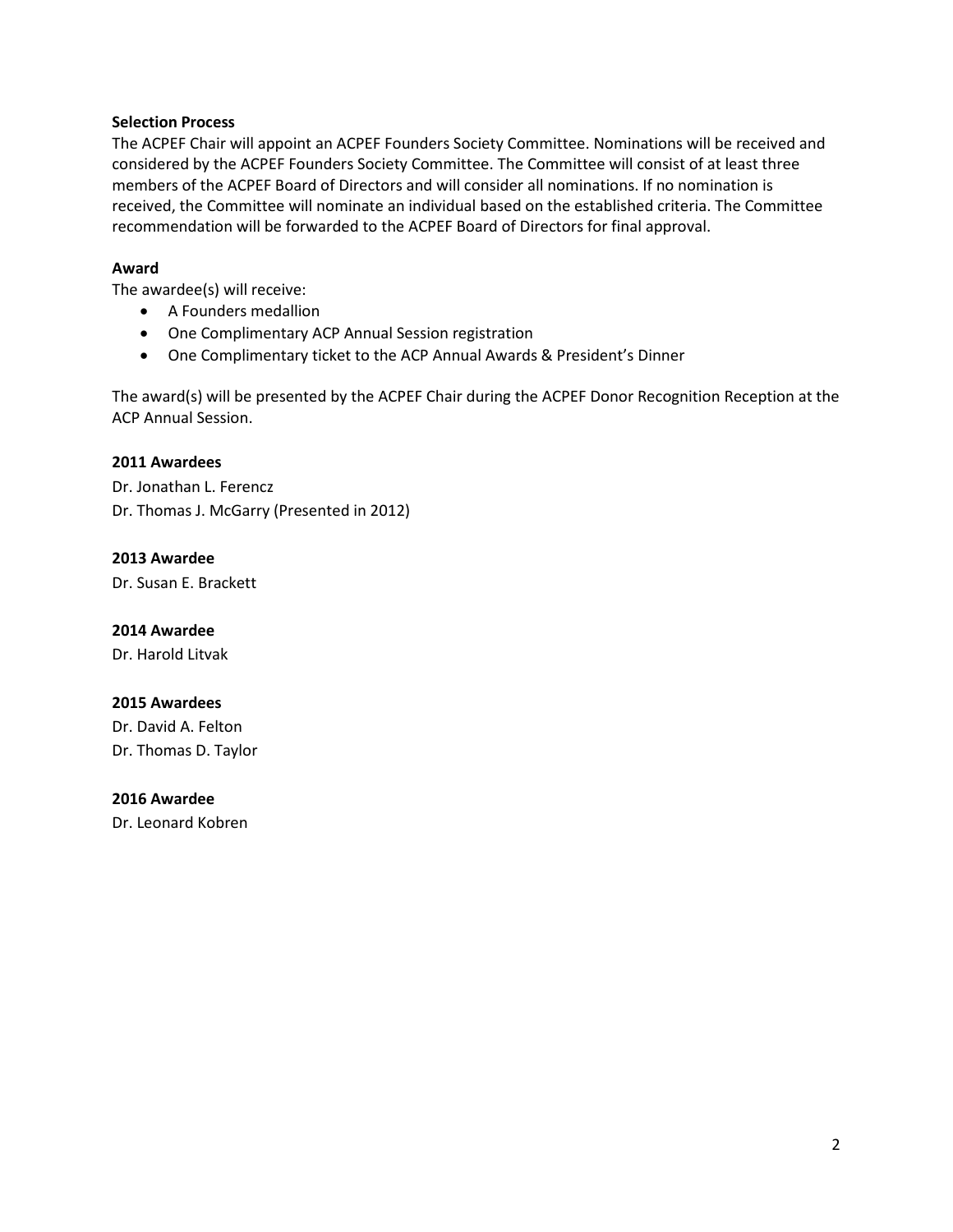**Selection Process**

The ACPEF Chair will appoint an ACPEF Founders Society Committee. Nominations will be received and considered by the ACPEF Founders Society Committee. The Committee will consist of at least three members of the ACPEF Board of Directors and will consider all nominations. If no nomination is received, the Committee will nominate an individual based on the established criteria. The Committee recommendation will be forwarded to the ACPEF Board of Directors for final approval.

**Award**

The awardee(s) will receive:

- A Founders medallion
- One Complimentary ACP Annual Session registration
- One Complimentary ticket to the ACP Annual Awards & President's Dinner

The award(s) will be presented by the ACPEF Chair during the ACPEF Donor Recognition Reception at the ACP Annual Session.

**2011 Awardees**

Dr. Jonathan L. Ferencz
Dr. Thomas J. McGarry (Presented in 2012)

**2013 Awardee**

Dr. Susan E. Brackett

**2014 Awardee**

Dr. Harold Litvak

**2015 Awardees**

Dr. David A. Felton
Dr. Thomas D. Taylor

**2016 Awardee**

Dr. Leonard Kobren